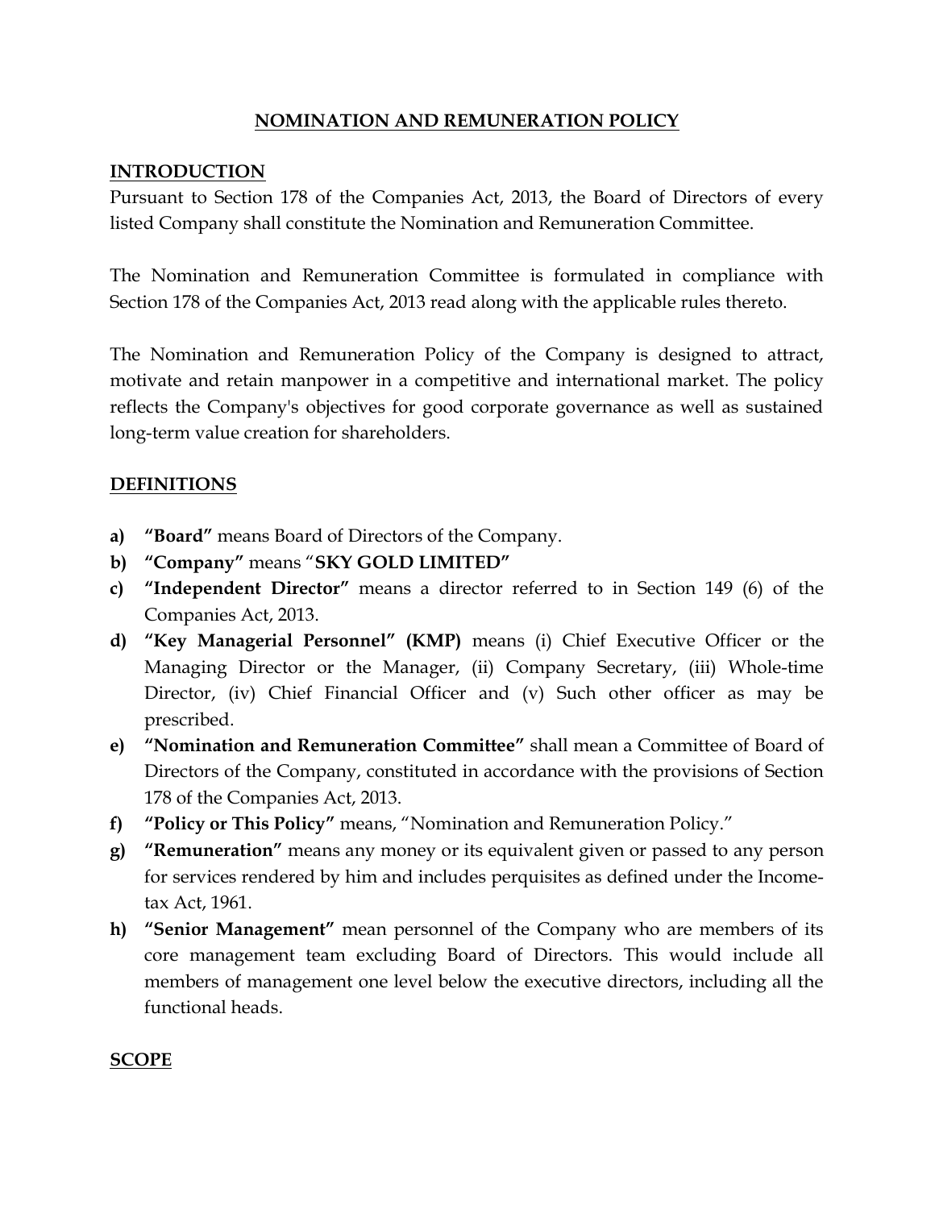# NOMINATION AND REMUNERATION POLICY

## INTRODUCTION

Pursuant to Section 178 of the Companies Act, 2013, the Board of Directors of every listed Company shall constitute the Nomination and Remuneration Committee.

The Nomination and Remuneration Committee is formulated in compliance with Section 178 of the Companies Act, 2013 read along with the applicable rules thereto.

The Nomination and Remuneration Policy of the Company is designed to attract, motivate and retain manpower in a competitive and international market. The policy reflects the Company's objectives for good corporate governance as well as sustained long-term value creation for shareholders.

## DEFINITIONS

- **a)** **"Board"** means Board of Directors of the Company.
- **b)** **"Company"** means "**SKY GOLD LIMITED"**
- **c)** **"Independent Director"** means a director referred to in Section 149 (6) of the Companies Act, 2013.
- **d)** **"Key Managerial Personnel" (KMP)** means (i) Chief Executive Officer or the Managing Director or the Manager, (ii) Company Secretary, (iii) Whole-time Director, (iv) Chief Financial Officer and (v) Such other officer as may be prescribed.
- **e)** **"Nomination and Remuneration Committee"** shall mean a Committee of Board of Directors of the Company, constituted in accordance with the provisions of Section 178 of the Companies Act, 2013.
- **f)** **"Policy or This Policy"** means, "Nomination and Remuneration Policy."
- **g)** **"Remuneration"** means any money or its equivalent given or passed to any person for services rendered by him and includes perquisites as defined under the Income-tax Act, 1961.
- **h)** **"Senior Management"** mean personnel of the Company who are members of its core management team excluding Board of Directors. This would include all members of management one level below the executive directors, including all the functional heads.

## SCOPE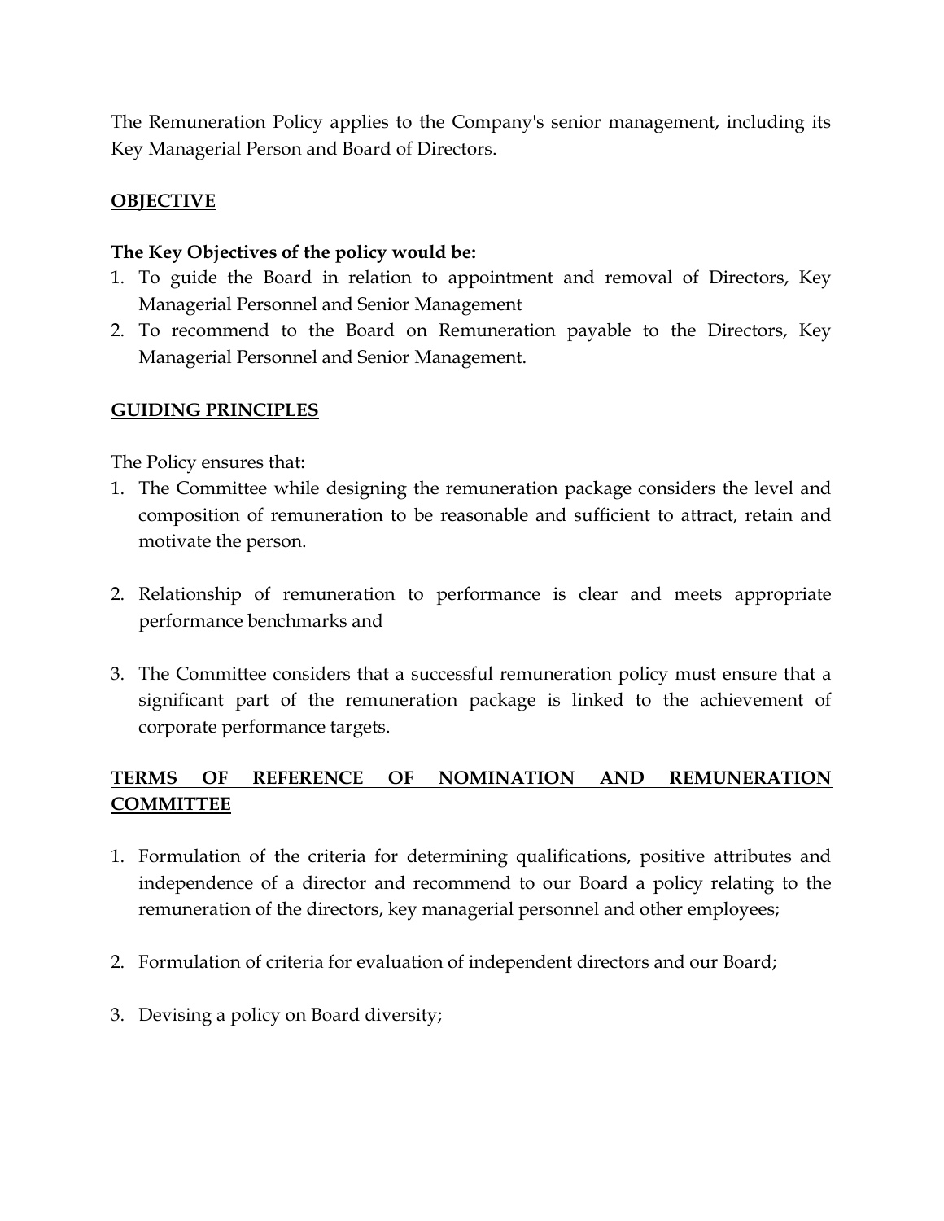The Remuneration Policy applies to the Company's senior management, including its Key Managerial Person and Board of Directors.

## OBJECTIVE

**The Key Objectives of the policy would be:**

1. To guide the Board in relation to appointment and removal of Directors, Key Managerial Personnel and Senior Management
2. To recommend to the Board on Remuneration payable to the Directors, Key Managerial Personnel and Senior Management.

## GUIDING PRINCIPLES

The Policy ensures that:

1. The Committee while designing the remuneration package considers the level and composition of remuneration to be reasonable and sufficient to attract, retain and motivate the person.

2. Relationship of remuneration to performance is clear and meets appropriate performance benchmarks and

3. The Committee considers that a successful remuneration policy must ensure that a significant part of the remuneration package is linked to the achievement of corporate performance targets.

## TERMS OF REFERENCE OF NOMINATION AND REMUNERATION COMMITTEE

1. Formulation of the criteria for determining qualifications, positive attributes and independence of a director and recommend to our Board a policy relating to the remuneration of the directors, key managerial personnel and other employees;

2. Formulation of criteria for evaluation of independent directors and our Board;

3. Devising a policy on Board diversity;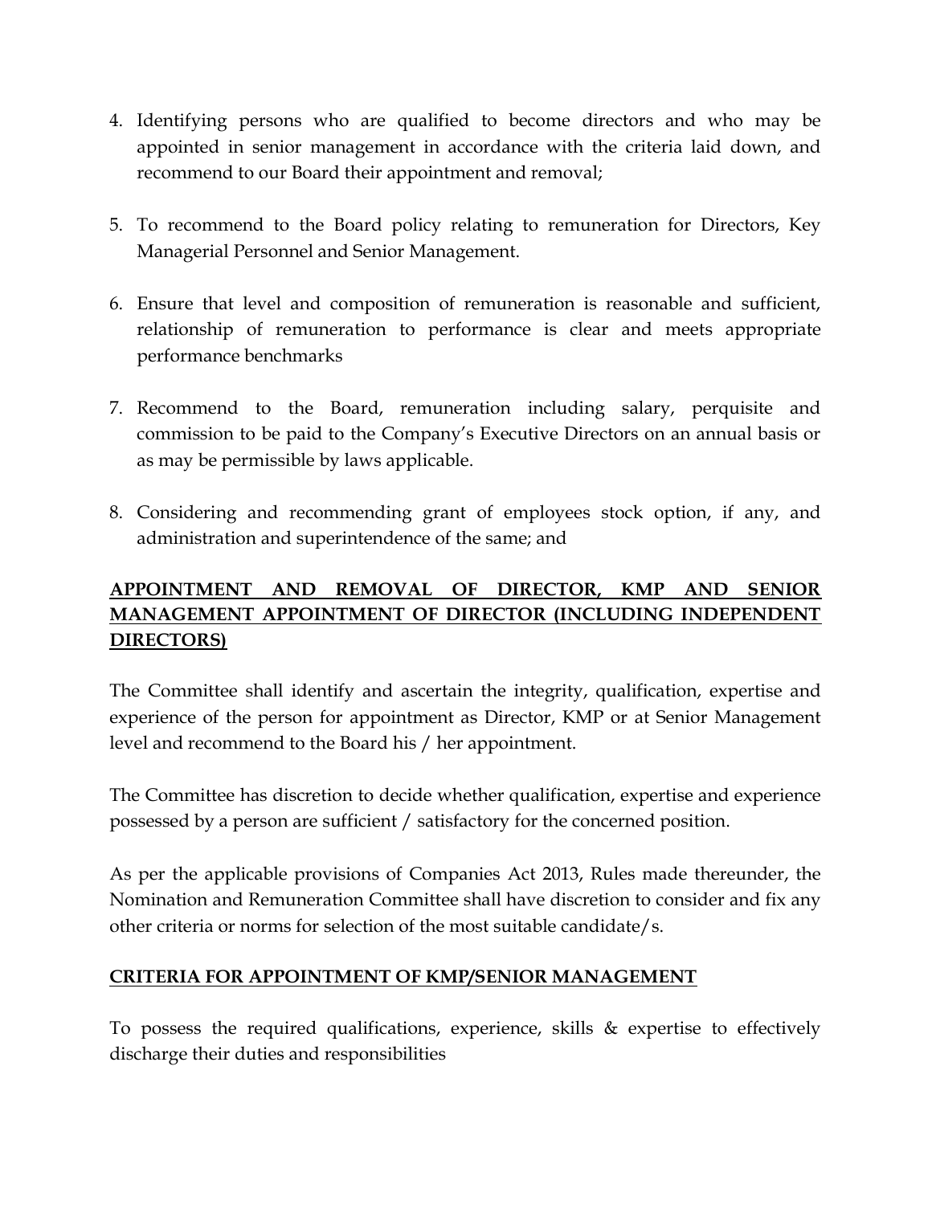4. Identifying persons who are qualified to become directors and who may be appointed in senior management in accordance with the criteria laid down, and recommend to our Board their appointment and removal;

5. To recommend to the Board policy relating to remuneration for Directors, Key Managerial Personnel and Senior Management.

6. Ensure that level and composition of remuneration is reasonable and sufficient, relationship of remuneration to performance is clear and meets appropriate performance benchmarks

7. Recommend to the Board, remuneration including salary, perquisite and commission to be paid to the Company's Executive Directors on an annual basis or as may be permissible by laws applicable.

8. Considering and recommending grant of employees stock option, if any, and administration and superintendence of the same; and

## APPOINTMENT AND REMOVAL OF DIRECTOR, KMP AND SENIOR MANAGEMENT APPOINTMENT OF DIRECTOR (INCLUDING INDEPENDENT DIRECTORS)

The Committee shall identify and ascertain the integrity, qualification, expertise and experience of the person for appointment as Director, KMP or at Senior Management level and recommend to the Board his / her appointment.

The Committee has discretion to decide whether qualification, expertise and experience possessed by a person are sufficient / satisfactory for the concerned position.

As per the applicable provisions of Companies Act 2013, Rules made thereunder, the Nomination and Remuneration Committee shall have discretion to consider and fix any other criteria or norms for selection of the most suitable candidate/s.

## CRITERIA FOR APPOINTMENT OF KMP/SENIOR MANAGEMENT

To possess the required qualifications, experience, skills & expertise to effectively discharge their duties and responsibilities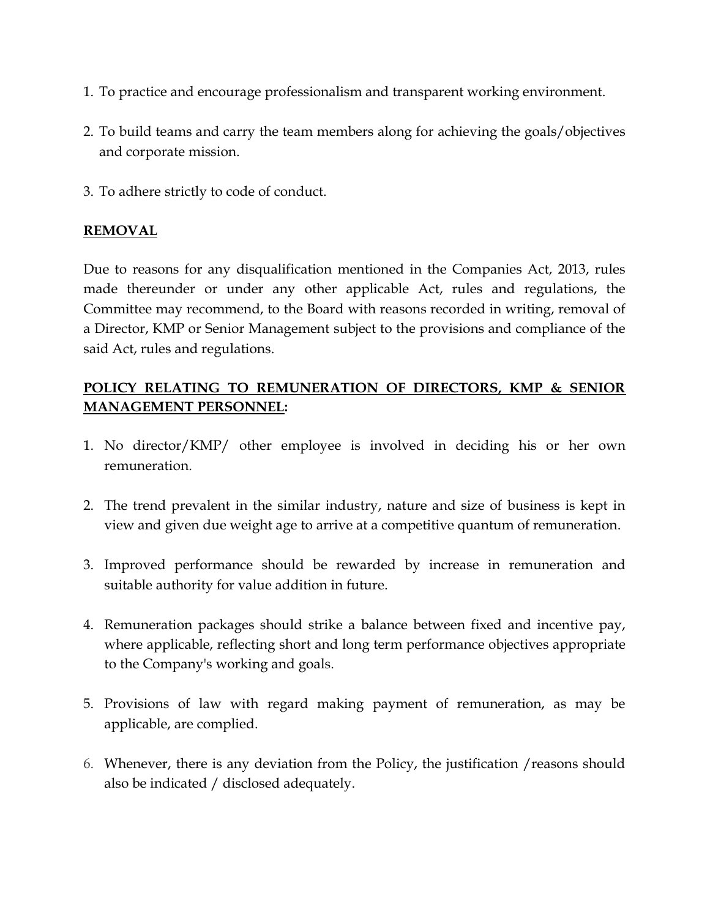1. To practice and encourage professionalism and transparent working environment.

2. To build teams and carry the team members along for achieving the goals/objectives and corporate mission.

3. To adhere strictly to code of conduct.

**REMOVAL**

Due to reasons for any disqualification mentioned in the Companies Act, 2013, rules made thereunder or under any other applicable Act, rules and regulations, the Committee may recommend, to the Board with reasons recorded in writing, removal of a Director, KMP or Senior Management subject to the provisions and compliance of the said Act, rules and regulations.

**POLICY RELATING TO REMUNERATION OF DIRECTORS, KMP & SENIOR MANAGEMENT PERSONNEL:**

1. No director/KMP/ other employee is involved in deciding his or her own remuneration.

2. The trend prevalent in the similar industry, nature and size of business is kept in view and given due weight age to arrive at a competitive quantum of remuneration.

3. Improved performance should be rewarded by increase in remuneration and suitable authority for value addition in future.

4. Remuneration packages should strike a balance between fixed and incentive pay, where applicable, reflecting short and long term performance objectives appropriate to the Company's working and goals.

5. Provisions of law with regard making payment of remuneration, as may be applicable, are complied.

6. Whenever, there is any deviation from the Policy, the justification /reasons should also be indicated / disclosed adequately.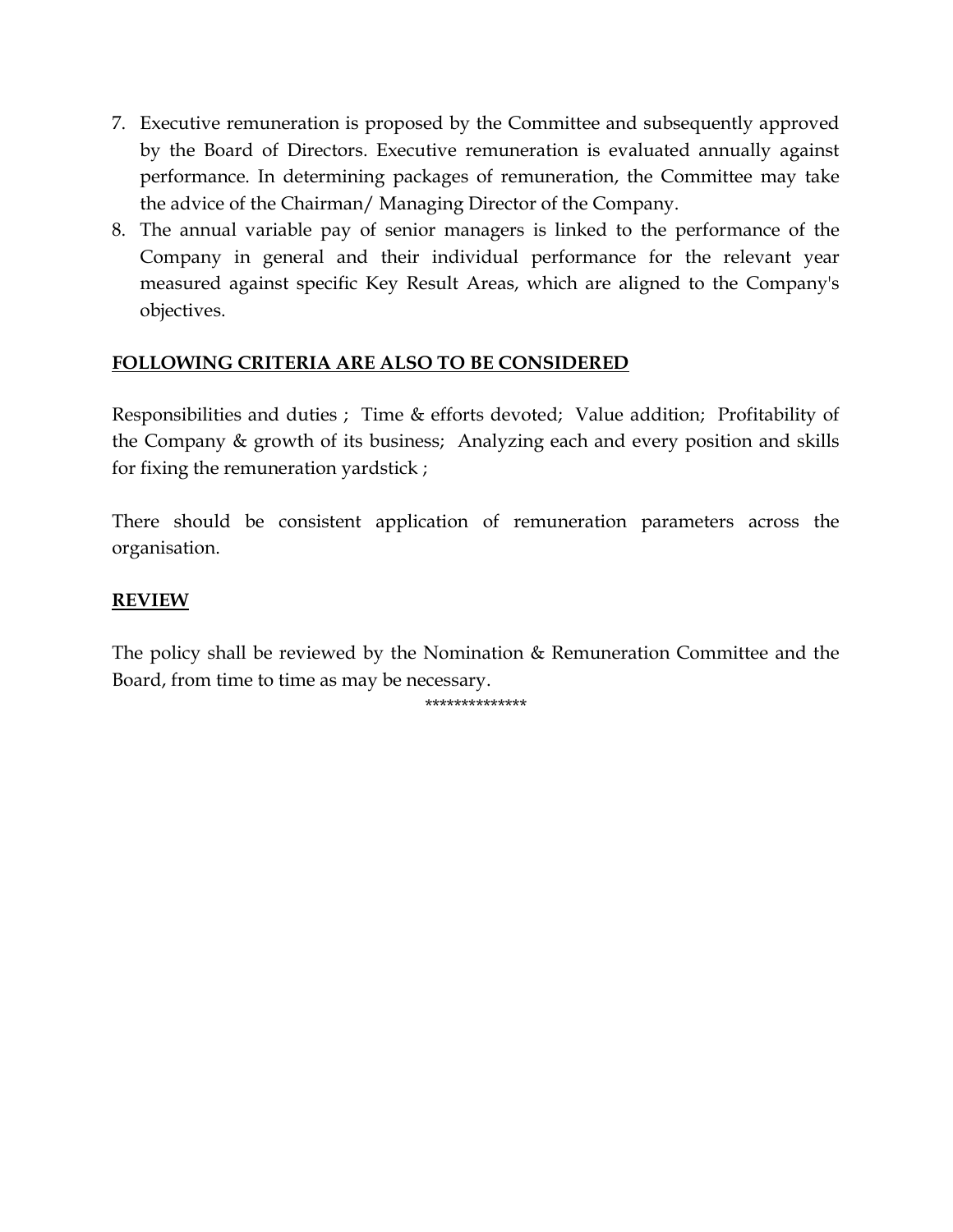7. Executive remuneration is proposed by the Committee and subsequently approved by the Board of Directors. Executive remuneration is evaluated annually against performance. In determining packages of remuneration, the Committee may take the advice of the Chairman/ Managing Director of the Company.
8. The annual variable pay of senior managers is linked to the performance of the Company in general and their individual performance for the relevant year measured against specific Key Result Areas, which are aligned to the Company's objectives.

## FOLLOWING CRITERIA ARE ALSO TO BE CONSIDERED

Responsibilities and duties ; Time & efforts devoted; Value addition; Profitability of the Company & growth of its business; Analyzing each and every position and skills for fixing the remuneration yardstick ;

There should be consistent application of remuneration parameters across the organisation.

## REVIEW

The policy shall be reviewed by the Nomination & Remuneration Committee and the Board, from time to time as may be necessary.

**************